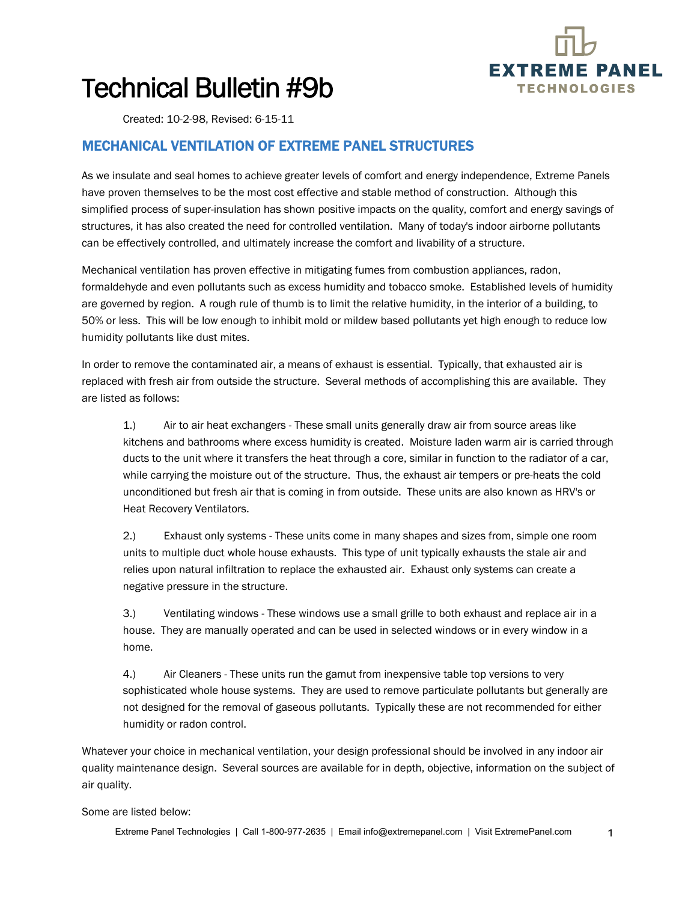# Technical Bulletin #9b

Created: 10-2-98, Revised: 6-15-11

## MECHANICAL VENTILATION OF EXTREME PANEL STRUCTURES

As we insulate and seal homes to achieve greater levels of comfort and energy independence, Extreme Panels have proven themselves to be the most cost effective and stable method of construction. Although this simplified process of super-insulation has shown positive impacts on the quality, comfort and energy savings of structures, it has also created the need for controlled ventilation. Many of today's indoor airborne pollutants can be effectively controlled, and ultimately increase the comfort and livability of a structure.

Mechanical ventilation has proven effective in mitigating fumes from combustion appliances, radon, formaldehyde and even pollutants such as excess humidity and tobacco smoke. Established levels of humidity are governed by region. A rough rule of thumb is to limit the relative humidity, in the interior of a building, to 50% or less. This will be low enough to inhibit mold or mildew based pollutants yet high enough to reduce low humidity pollutants like dust mites.

In order to remove the contaminated air, a means of exhaust is essential. Typically, that exhausted air is replaced with fresh air from outside the structure. Several methods of accomplishing this are available. They are listed as follows:

1.) Air to air heat exchangers - These small units generally draw air from source areas like kitchens and bathrooms where excess humidity is created. Moisture laden warm air is carried through ducts to the unit where it transfers the heat through a core, similar in function to the radiator of a car, while carrying the moisture out of the structure. Thus, the exhaust air tempers or pre-heats the cold unconditioned but fresh air that is coming in from outside. These units are also known as HRV's or Heat Recovery Ventilators.

2.) Exhaust only systems - These units come in many shapes and sizes from, simple one room units to multiple duct whole house exhausts. This type of unit typically exhausts the stale air and relies upon natural infiltration to replace the exhausted air. Exhaust only systems can create a negative pressure in the structure.

3.) Ventilating windows - These windows use a small grille to both exhaust and replace air in a house. They are manually operated and can be used in selected windows or in every window in a home.

4.) Air Cleaners - These units run the gamut from inexpensive table top versions to very sophisticated whole house systems. They are used to remove particulate pollutants but generally are not designed for the removal of gaseous pollutants. Typically these are not recommended for either humidity or radon control.

Whatever your choice in mechanical ventilation, your design professional should be involved in any indoor air quality maintenance design. Several sources are available for in depth, objective, information on the subject of air quality.

Some are listed below: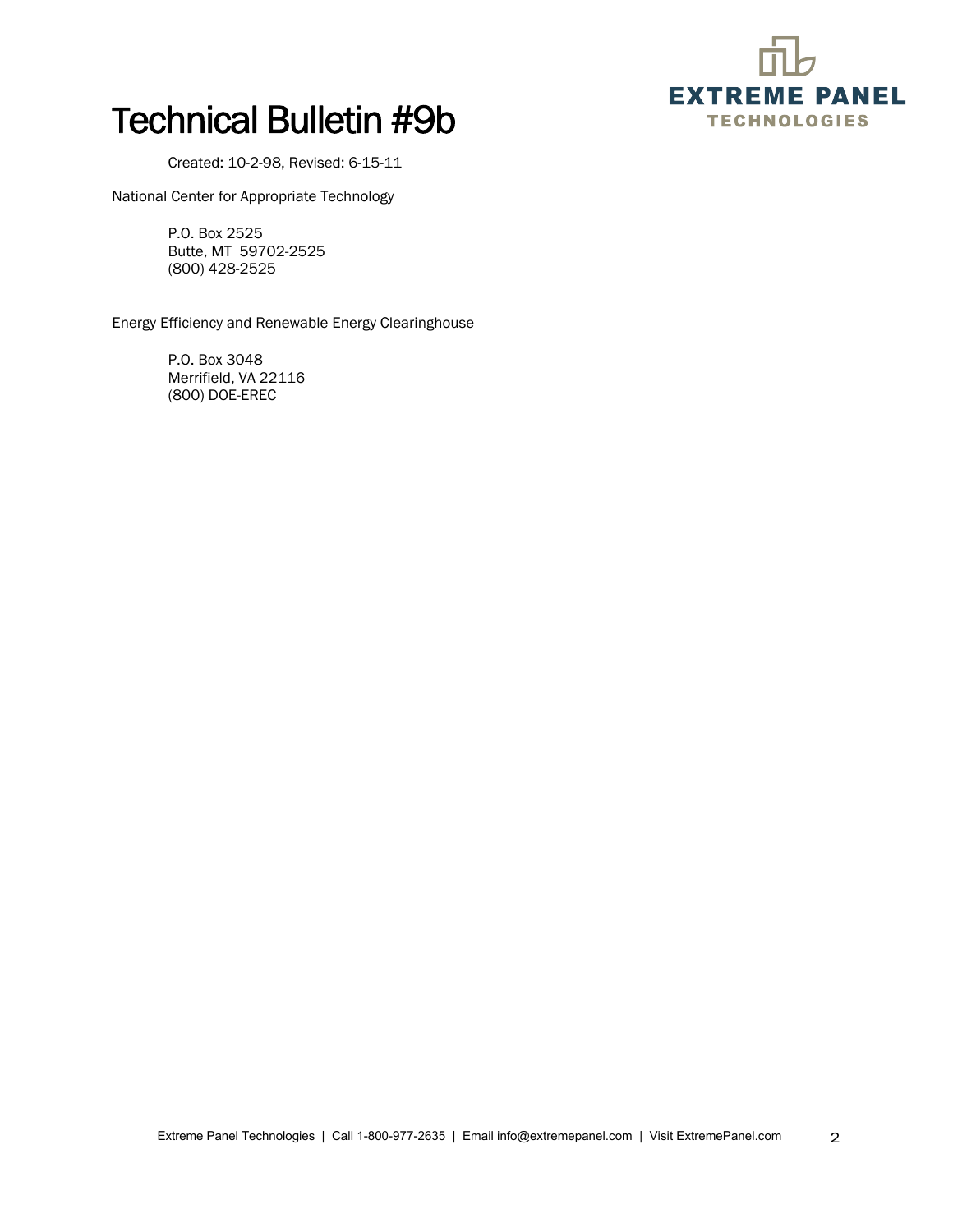# Technical Bulletin #9b

Created: 10-2-98, Revised: 6-15-11

National Center for Appropriate Technology

P.O. Box 2525
Butte, MT  59702-2525
(800) 428-2525

Energy Efficiency and Renewable Energy Clearinghouse

P.O. Box 3048
Merrifield, VA 22116
(800) DOE-EREC